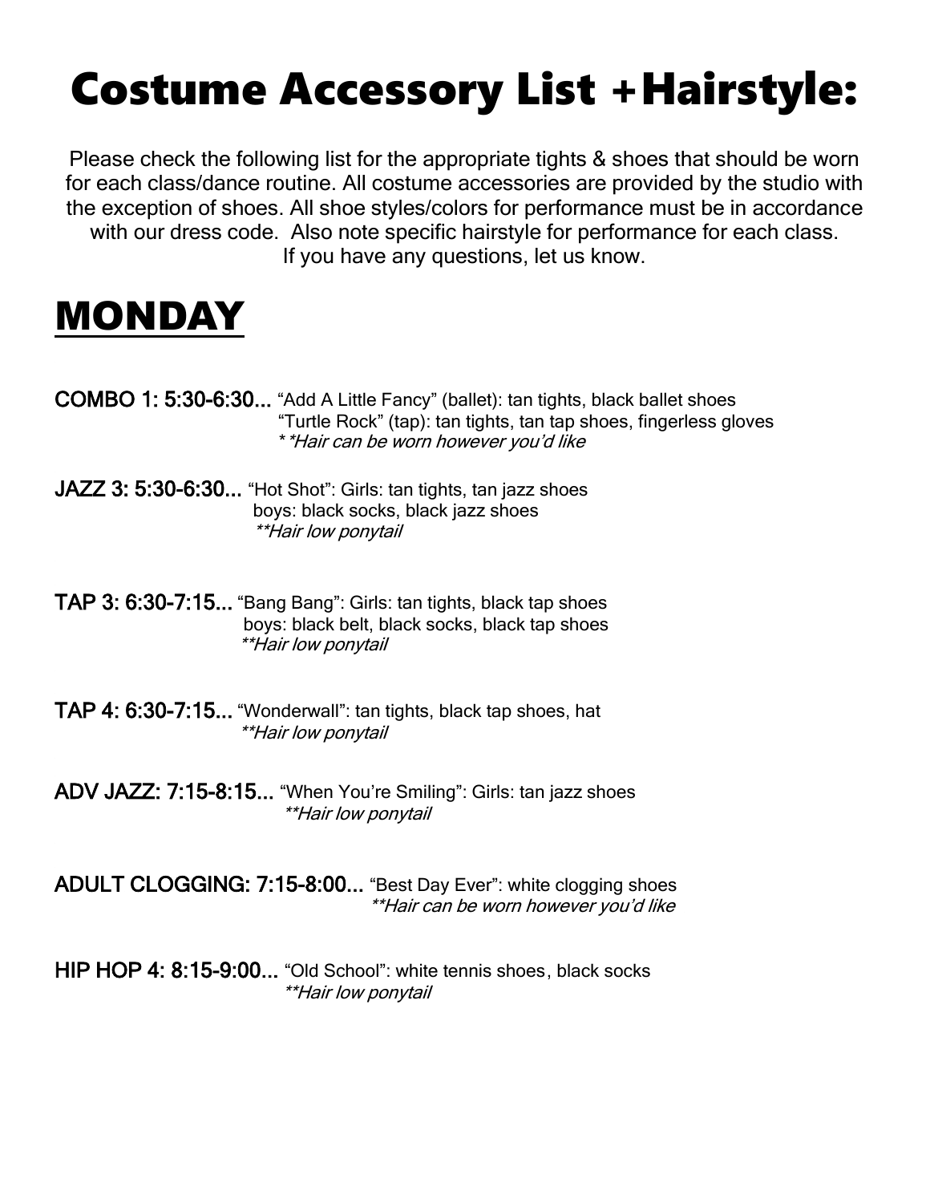# Costume Accessory List +Hairstyle:

Please check the following list for the appropriate tights & shoes that should be worn for each class/dance routine. All costume accessories are provided by the studio with the exception of shoes. All shoe styles/colors for performance must be in accordance with our dress code. Also note specific hairstyle for performance for each class. If you have any questions, let us know.

## MONDAY

**COMBO 1: 5:30-6:30...** "Add A Little Fancy" (ballet): tan tights, black ballet shoes
"Turtle Rock" (tap): tan tights, tan tap shoes, fingerless gloves
*\*\*Hair can be worn however you'd like*

**JAZZ 3: 5:30-6:30...** "Hot Shot": Girls: tan tights, tan jazz shoes
boys: black socks, black jazz shoes
*\*\*Hair low ponytail*

**TAP 3: 6:30-7:15...** "Bang Bang": Girls: tan tights, black tap shoes
boys: black belt, black socks, black tap shoes
*\*\*Hair low ponytail*

**TAP 4: 6:30-7:15...** "Wonderwall": tan tights, black tap shoes, hat
*\*\*Hair low ponytail*

**ADV JAZZ: 7:15-8:15...** "When You're Smiling": Girls: tan jazz shoes
*\*\*Hair low ponytail*

**ADULT CLOGGING: 7:15-8:00...** "Best Day Ever": white clogging shoes
*\*\*Hair can be worn however you'd like*

**HIP HOP 4: 8:15-9:00...** "Old School": white tennis shoes, black socks
*\*\*Hair low ponytail*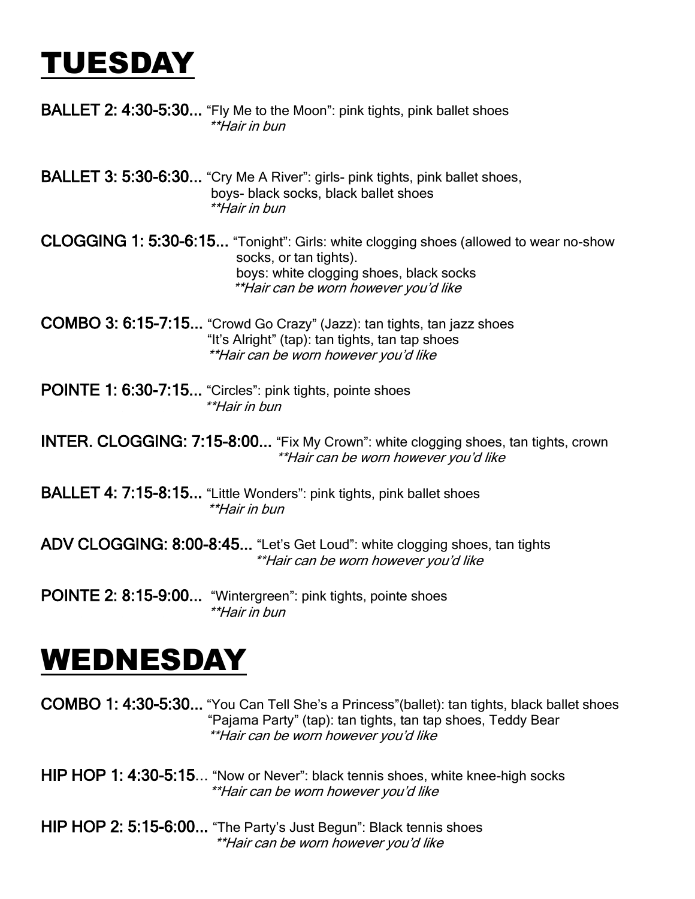# TUESDAY

**BALLET 2: 4:30-5:30...** "Fly Me to the Moon": pink tights, pink ballet shoes
*\*\*Hair in bun*

**BALLET 3: 5:30-6:30...** "Cry Me A River": girls- pink tights, pink ballet shoes,
boys- black socks, black ballet shoes
*\*\*Hair in bun*

**CLOGGING 1: 5:30-6:15...** "Tonight": Girls: white clogging shoes (allowed to wear no-show socks, or tan tights).
boys: white clogging shoes, black socks
*\*\*Hair can be worn however you'd like*

**COMBO 3: 6:15-7:15...** "Crowd Go Crazy" (Jazz): tan tights, tan jazz shoes
"It's Alright" (tap): tan tights, tan tap shoes
*\*\*Hair can be worn however you'd like*

**POINTE 1: 6:30-7:15...** "Circles": pink tights, pointe shoes
*\*\*Hair in bun*

**INTER. CLOGGING: 7:15-8:00...** "Fix My Crown": white clogging shoes, tan tights, crown
*\*\*Hair can be worn however you'd like*

**BALLET 4: 7:15-8:15...** "Little Wonders": pink tights, pink ballet shoes
*\*\*Hair in bun*

**ADV CLOGGING: 8:00-8:45...** "Let's Get Loud": white clogging shoes, tan tights
*\*\*Hair can be worn however you'd like*

**POINTE 2: 8:15-9:00...** "Wintergreen": pink tights, pointe shoes
*\*\*Hair in bun*

# WEDNESDAY

**COMBO 1: 4:30-5:30...** "You Can Tell She's a Princess"(ballet): tan tights, black ballet shoes
"Pajama Party" (tap): tan tights, tan tap shoes, Teddy Bear
*\*\*Hair can be worn however you'd like*

**HIP HOP 1: 4:30-5:15...** "Now or Never": black tennis shoes, white knee-high socks
*\*\*Hair can be worn however you'd like*

**HIP HOP 2: 5:15-6:00...** "The Party's Just Begun": Black tennis shoes
*\*\*Hair can be worn however you'd like*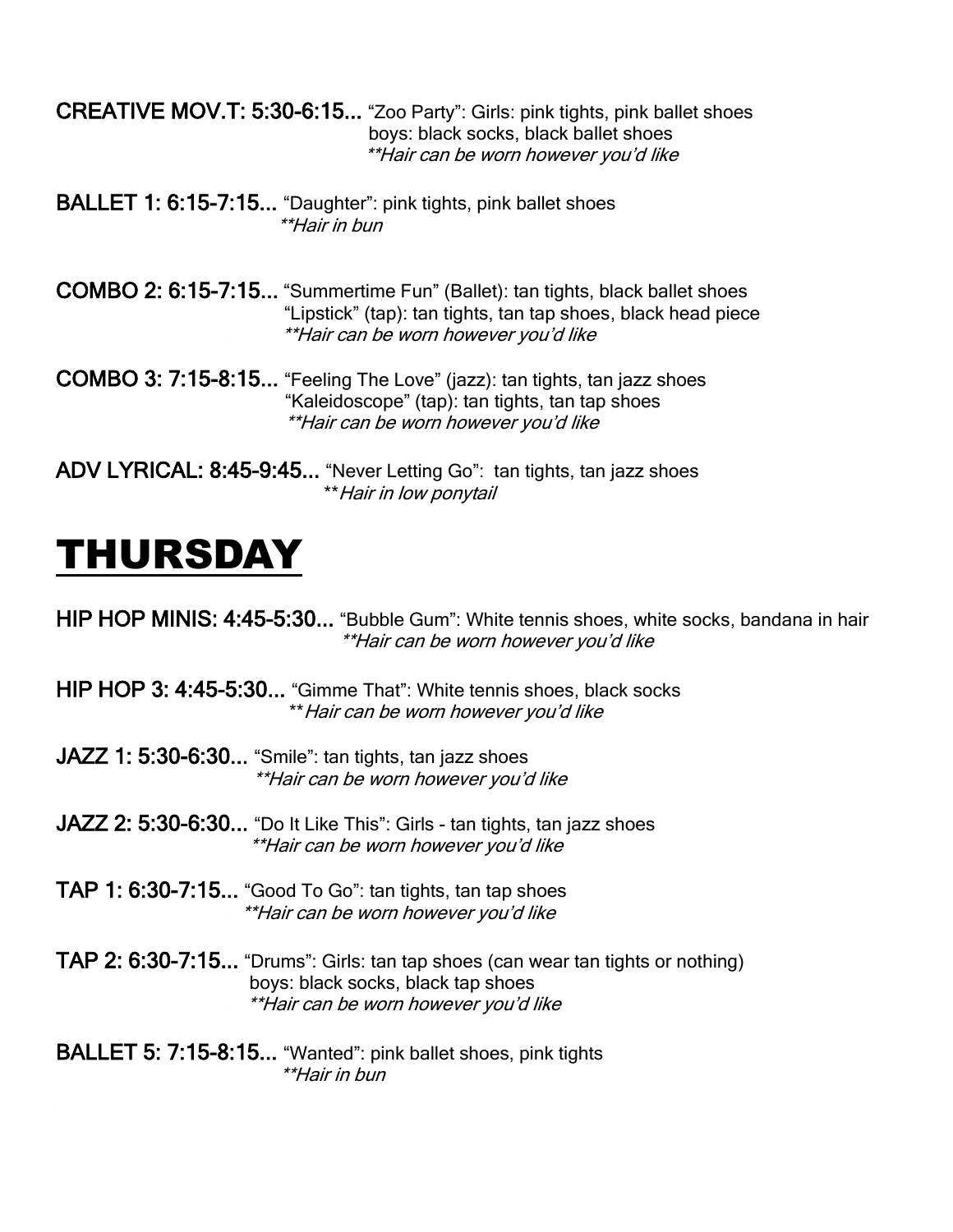**CREATIVE MOV.T: 5:30-6:15...** "Zoo Party": Girls: pink tights, pink ballet shoes
boys: black socks, black ballet shoes
*\*\*Hair can be worn however you'd like*

**BALLET 1: 6:15-7:15...** "Daughter": pink tights, pink ballet shoes
*\*\*Hair in bun*

**COMBO 2: 6:15-7:15...** "Summertime Fun" (Ballet): tan tights, black ballet shoes
"Lipstick" (tap): tan tights, tan tap shoes, black head piece
*\*\*Hair can be worn however you'd like*

**COMBO 3: 7:15-8:15...** "Feeling The Love" (jazz): tan tights, tan jazz shoes
"Kaleidoscope" (tap): tan tights, tan tap shoes
*\*\*Hair can be worn however you'd like*

**ADV LYRICAL: 8:45-9:45...** "Never Letting Go": tan tights, tan jazz shoes
*\*\*Hair in low ponytail*

# THURSDAY

**HIP HOP MINIS: 4:45-5:30...** "Bubble Gum": White tennis shoes, white socks, bandana in hair
*\*\*Hair can be worn however you'd like*

**HIP HOP 3: 4:45-5:30...** "Gimme That": White tennis shoes, black socks
*\*\*Hair can be worn however you'd like*

**JAZZ 1: 5:30-6:30...** "Smile": tan tights, tan jazz shoes
*\*\*Hair can be worn however you'd like*

**JAZZ 2: 5:30-6:30...** "Do It Like This": Girls - tan tights, tan jazz shoes
*\*\*Hair can be worn however you'd like*

**TAP 1: 6:30-7:15...** "Good To Go": tan tights, tan tap shoes
*\*\*Hair can be worn however you'd like*

**TAP 2: 6:30-7:15...** "Drums": Girls: tan tap shoes (can wear tan tights or nothing)
boys: black socks, black tap shoes
*\*\*Hair can be worn however you'd like*

**BALLET 5: 7:15-8:15...** "Wanted": pink ballet shoes, pink tights
*\*\*Hair in bun*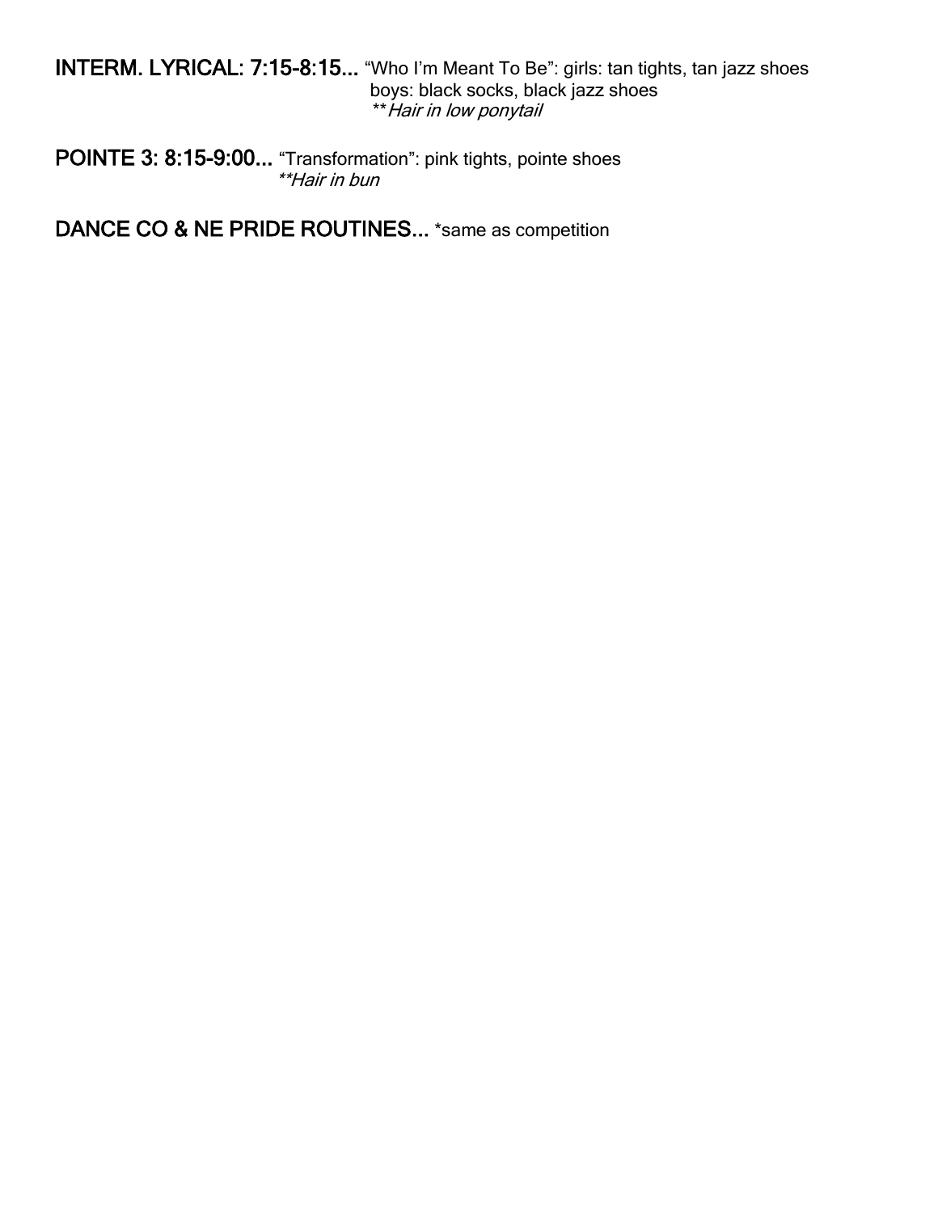**INTERM. LYRICAL: 7:15-8:15…** "Who I'm Meant To Be": girls: tan tights, tan jazz shoes
boys: black socks, black jazz shoes
*\*\*Hair in low ponytail*

**POINTE 3: 8:15-9:00…** "Transformation": pink tights, pointe shoes
*\*\*Hair in bun*

**DANCE CO & NE PRIDE ROUTINES…** *same as competition